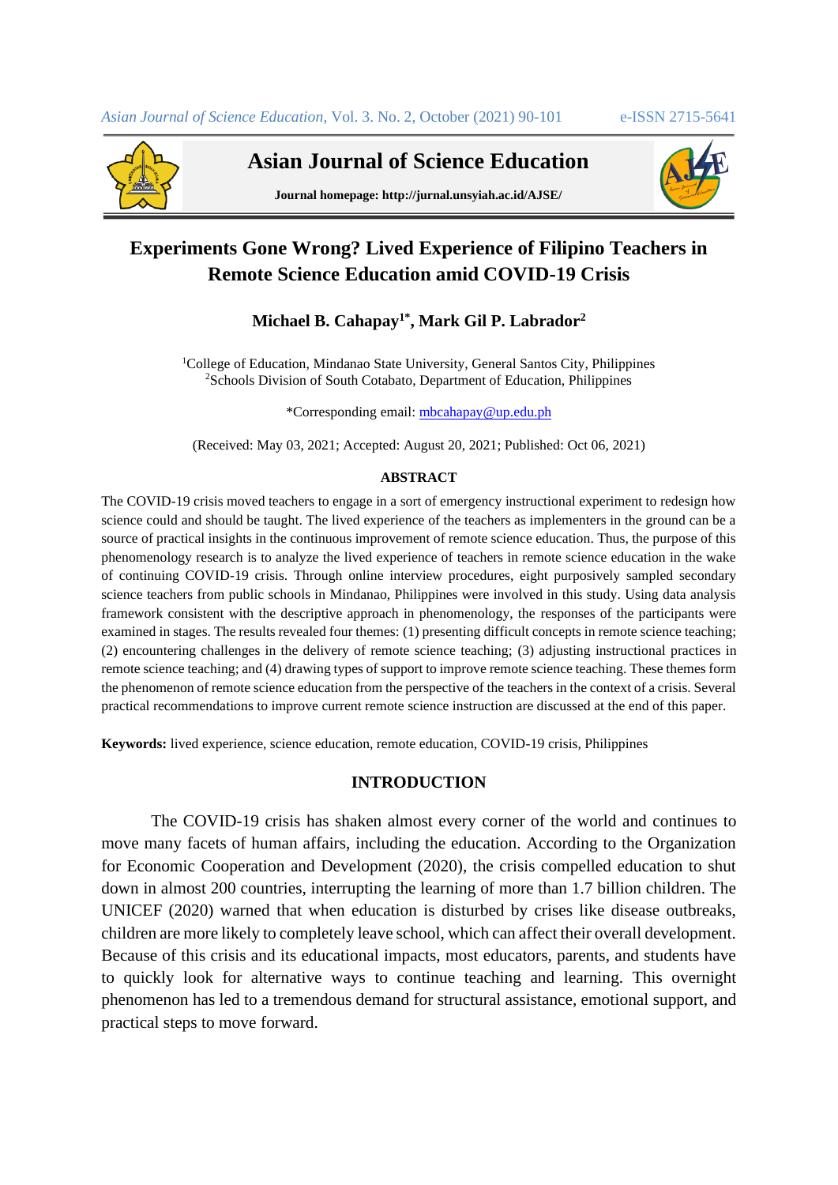# Experiments Gone Wrong? Lived Experience of Filipino Teachers in Remote Science Education amid COVID-19 Crisis

**Michael B. Cahapay[1*], Mark Gil P. Labrador[2]**

[1]College of Education, Mindanao State University, General Santos City, Philippines
[2]Schools Division of South Cotabato, Department of Education, Philippines

*Corresponding email: mbcahapay@up.edu.ph

(Received: May 03, 2021; Accepted: August 20, 2021; Published: Oct 06, 2021)

## ABSTRACT

The COVID-19 crisis moved teachers to engage in a sort of emergency instructional experiment to redesign how science could and should be taught. The lived experience of the teachers as implementers in the ground can be a source of practical insights in the continuous improvement of remote science education. Thus, the purpose of this phenomenology research is to analyze the lived experience of teachers in remote science education in the wake of continuing COVID-19 crisis. Through online interview procedures, eight purposively sampled secondary science teachers from public schools in Mindanao, Philippines were involved in this study. Using data analysis framework consistent with the descriptive approach in phenomenology, the responses of the participants were examined in stages. The results revealed four themes: (1) presenting difficult concepts in remote science teaching; (2) encountering challenges in the delivery of remote science teaching; (3) adjusting instructional practices in remote science teaching; and (4) drawing types of support to improve remote science teaching. These themes form the phenomenon of remote science education from the perspective of the teachers in the context of a crisis. Several practical recommendations to improve current remote science instruction are discussed at the end of this paper.

**Keywords:** lived experience, science education, remote education, COVID-19 crisis, Philippines

## INTRODUCTION

The COVID-19 crisis has shaken almost every corner of the world and continues to move many facets of human affairs, including the education. According to the Organization for Economic Cooperation and Development (2020), the crisis compelled education to shut down in almost 200 countries, interrupting the learning of more than 1.7 billion children. The UNICEF (2020) warned that when education is disturbed by crises like disease outbreaks, children are more likely to completely leave school, which can affect their overall development. Because of this crisis and its educational impacts, most educators, parents, and students have to quickly look for alternative ways to continue teaching and learning. This overnight phenomenon has led to a tremendous demand for structural assistance, emotional support, and practical steps to move forward.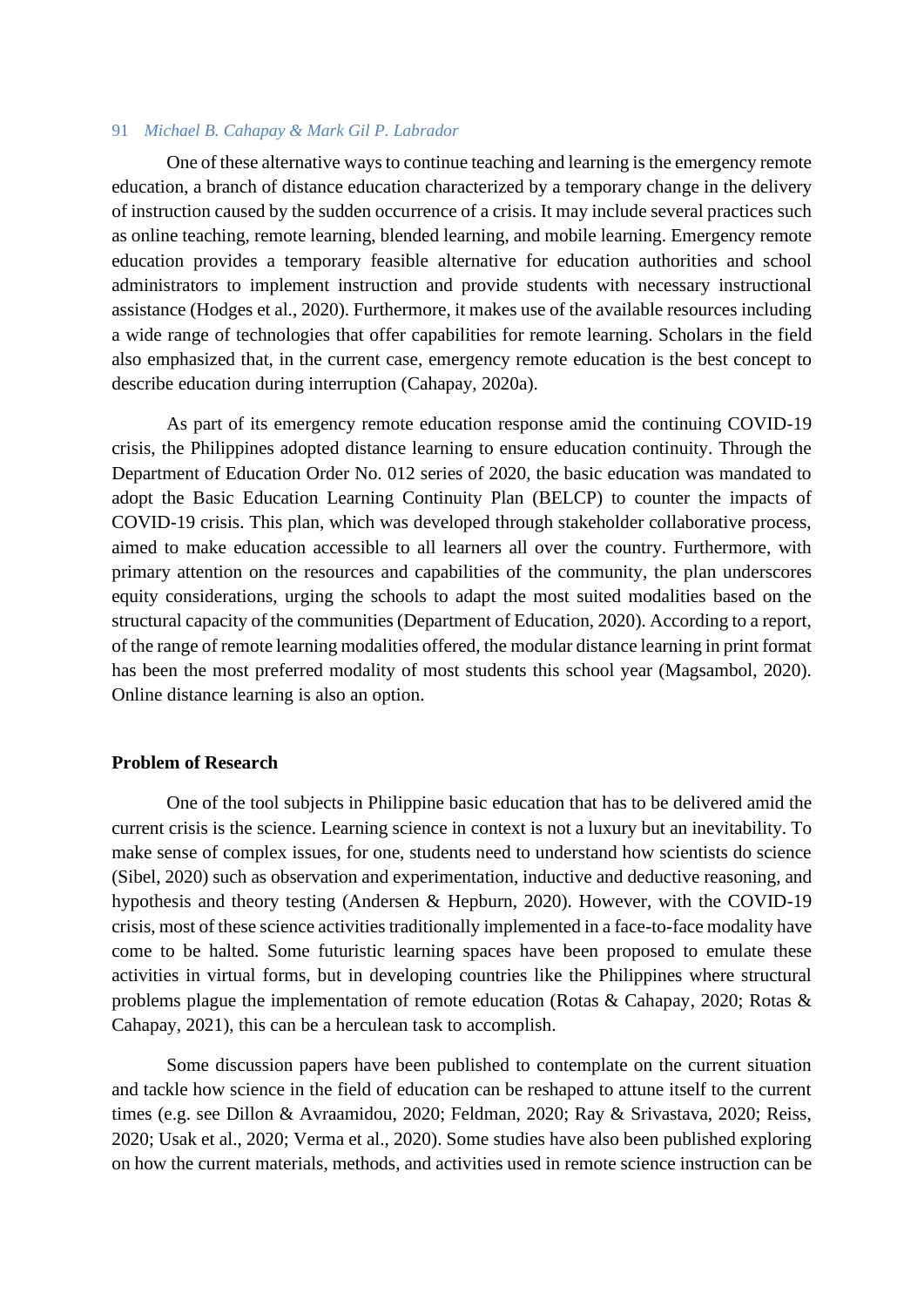One of these alternative ways to continue teaching and learning is the emergency remote education, a branch of distance education characterized by a temporary change in the delivery of instruction caused by the sudden occurrence of a crisis. It may include several practices such as online teaching, remote learning, blended learning, and mobile learning. Emergency remote education provides a temporary feasible alternative for education authorities and school administrators to implement instruction and provide students with necessary instructional assistance (Hodges et al., 2020). Furthermore, it makes use of the available resources including a wide range of technologies that offer capabilities for remote learning. Scholars in the field also emphasized that, in the current case, emergency remote education is the best concept to describe education during interruption (Cahapay, 2020a).

As part of its emergency remote education response amid the continuing COVID-19 crisis, the Philippines adopted distance learning to ensure education continuity. Through the Department of Education Order No. 012 series of 2020, the basic education was mandated to adopt the Basic Education Learning Continuity Plan (BELCP) to counter the impacts of COVID-19 crisis. This plan, which was developed through stakeholder collaborative process, aimed to make education accessible to all learners all over the country. Furthermore, with primary attention on the resources and capabilities of the community, the plan underscores equity considerations, urging the schools to adapt the most suited modalities based on the structural capacity of the communities (Department of Education, 2020). According to a report, of the range of remote learning modalities offered, the modular distance learning in print format has been the most preferred modality of most students this school year (Magsambol, 2020). Online distance learning is also an option.

## Problem of Research

One of the tool subjects in Philippine basic education that has to be delivered amid the current crisis is the science. Learning science in context is not a luxury but an inevitability. To make sense of complex issues, for one, students need to understand how scientists do science (Sibel, 2020) such as observation and experimentation, inductive and deductive reasoning, and hypothesis and theory testing (Andersen & Hepburn, 2020). However, with the COVID-19 crisis, most of these science activities traditionally implemented in a face-to-face modality have come to be halted. Some futuristic learning spaces have been proposed to emulate these activities in virtual forms, but in developing countries like the Philippines where structural problems plague the implementation of remote education (Rotas & Cahapay, 2020; Rotas & Cahapay, 2021), this can be a herculean task to accomplish.

Some discussion papers have been published to contemplate on the current situation and tackle how science in the field of education can be reshaped to attune itself to the current times (e.g. see Dillon & Avraamidou, 2020; Feldman, 2020; Ray & Srivastava, 2020; Reiss, 2020; Usak et al., 2020; Verma et al., 2020). Some studies have also been published exploring on how the current materials, methods, and activities used in remote science instruction can be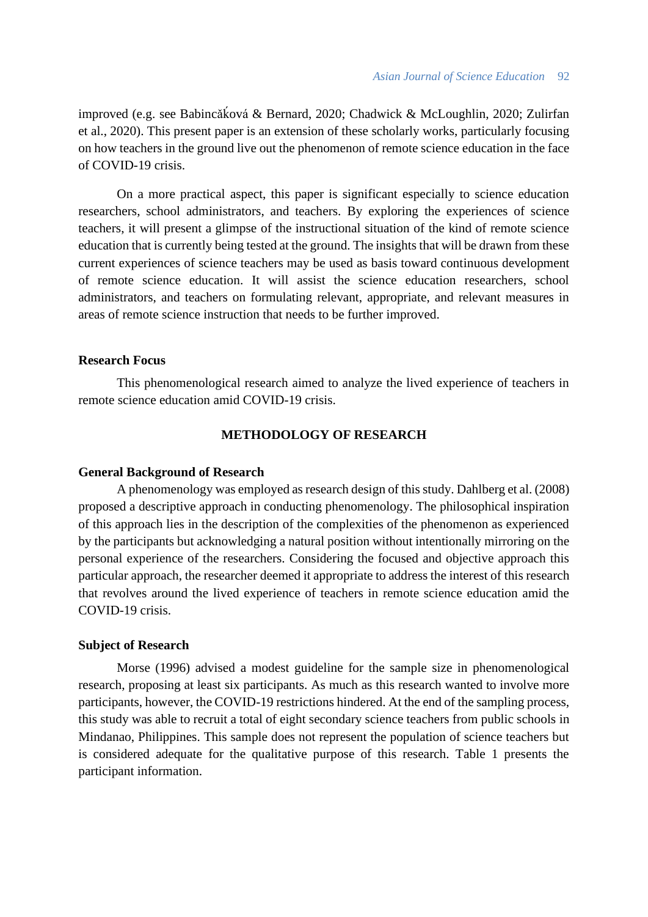improved (e.g. see Babincǎḱová & Bernard, 2020; Chadwick & McLoughlin, 2020; Zulirfan et al., 2020). This present paper is an extension of these scholarly works, particularly focusing on how teachers in the ground live out the phenomenon of remote science education in the face of COVID-19 crisis.

On a more practical aspect, this paper is significant especially to science education researchers, school administrators, and teachers. By exploring the experiences of science teachers, it will present a glimpse of the instructional situation of the kind of remote science education that is currently being tested at the ground. The insights that will be drawn from these current experiences of science teachers may be used as basis toward continuous development of remote science education. It will assist the science education researchers, school administrators, and teachers on formulating relevant, appropriate, and relevant measures in areas of remote science instruction that needs to be further improved.

### Research Focus

This phenomenological research aimed to analyze the lived experience of teachers in remote science education amid COVID-19 crisis.

## METHODOLOGY OF RESEARCH

### General Background of Research

A phenomenology was employed as research design of this study. Dahlberg et al. (2008) proposed a descriptive approach in conducting phenomenology. The philosophical inspiration of this approach lies in the description of the complexities of the phenomenon as experienced by the participants but acknowledging a natural position without intentionally mirroring on the personal experience of the researchers. Considering the focused and objective approach this particular approach, the researcher deemed it appropriate to address the interest of this research that revolves around the lived experience of teachers in remote science education amid the COVID-19 crisis.

### Subject of Research

Morse (1996) advised a modest guideline for the sample size in phenomenological research, proposing at least six participants. As much as this research wanted to involve more participants, however, the COVID-19 restrictions hindered. At the end of the sampling process, this study was able to recruit a total of eight secondary science teachers from public schools in Mindanao, Philippines. This sample does not represent the population of science teachers but is considered adequate for the qualitative purpose of this research. Table 1 presents the participant information.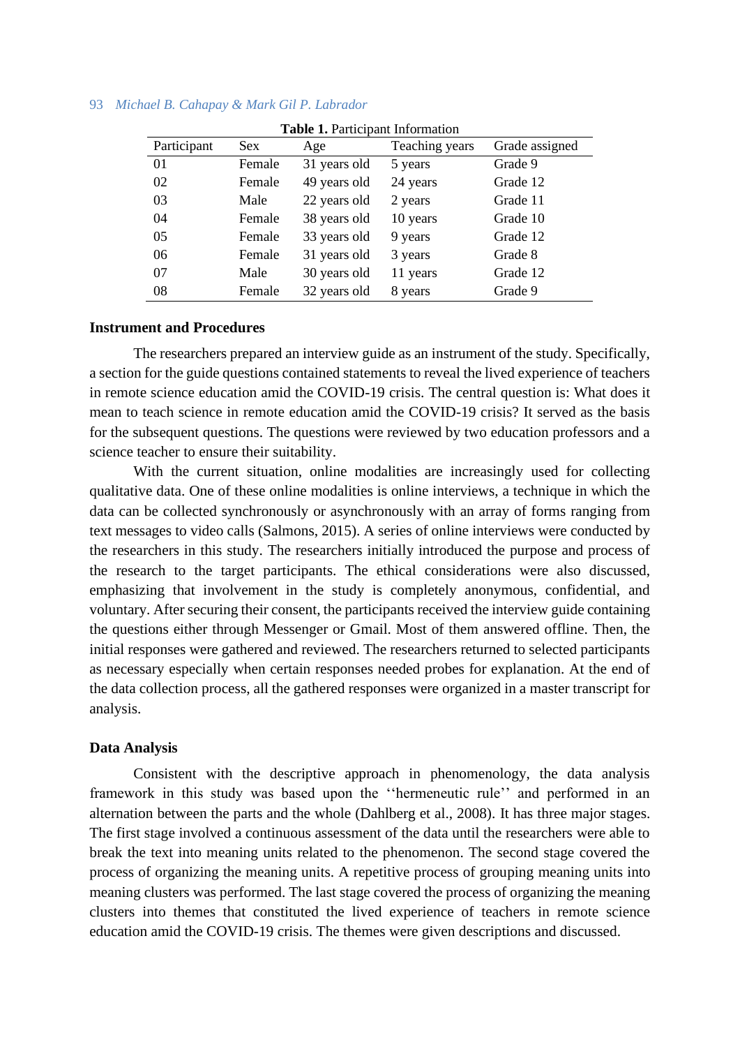**Table 1.** Participant Information

| Participant | Sex | Age | Teaching years | Grade assigned |
|---|---|---|---|---|
| 01 | Female | 31 years old | 5 years | Grade 9 |
| 02 | Female | 49 years old | 24 years | Grade 12 |
| 03 | Male | 22 years old | 2 years | Grade 11 |
| 04 | Female | 38 years old | 10 years | Grade 10 |
| 05 | Female | 33 years old | 9 years | Grade 12 |
| 06 | Female | 31 years old | 3 years | Grade 8 |
| 07 | Male | 30 years old | 11 years | Grade 12 |
| 08 | Female | 32 years old | 8 years | Grade 9 |

### Instrument and Procedures

The researchers prepared an interview guide as an instrument of the study. Specifically, a section for the guide questions contained statements to reveal the lived experience of teachers in remote science education amid the COVID-19 crisis. The central question is: What does it mean to teach science in remote education amid the COVID-19 crisis? It served as the basis for the subsequent questions. The questions were reviewed by two education professors and a science teacher to ensure their suitability.

With the current situation, online modalities are increasingly used for collecting qualitative data. One of these online modalities is online interviews, a technique in which the data can be collected synchronously or asynchronously with an array of forms ranging from text messages to video calls (Salmons, 2015). A series of online interviews were conducted by the researchers in this study. The researchers initially introduced the purpose and process of the research to the target participants. The ethical considerations were also discussed, emphasizing that involvement in the study is completely anonymous, confidential, and voluntary. After securing their consent, the participants received the interview guide containing the questions either through Messenger or Gmail. Most of them answered offline. Then, the initial responses were gathered and reviewed. The researchers returned to selected participants as necessary especially when certain responses needed probes for explanation. At the end of the data collection process, all the gathered responses were organized in a master transcript for analysis.

### Data Analysis

Consistent with the descriptive approach in phenomenology, the data analysis framework in this study was based upon the ''hermeneutic rule'' and performed in an alternation between the parts and the whole (Dahlberg et al., 2008). It has three major stages. The first stage involved a continuous assessment of the data until the researchers were able to break the text into meaning units related to the phenomenon. The second stage covered the process of organizing the meaning units. A repetitive process of grouping meaning units into meaning clusters was performed. The last stage covered the process of organizing the meaning clusters into themes that constituted the lived experience of teachers in remote science education amid the COVID-19 crisis. The themes were given descriptions and discussed.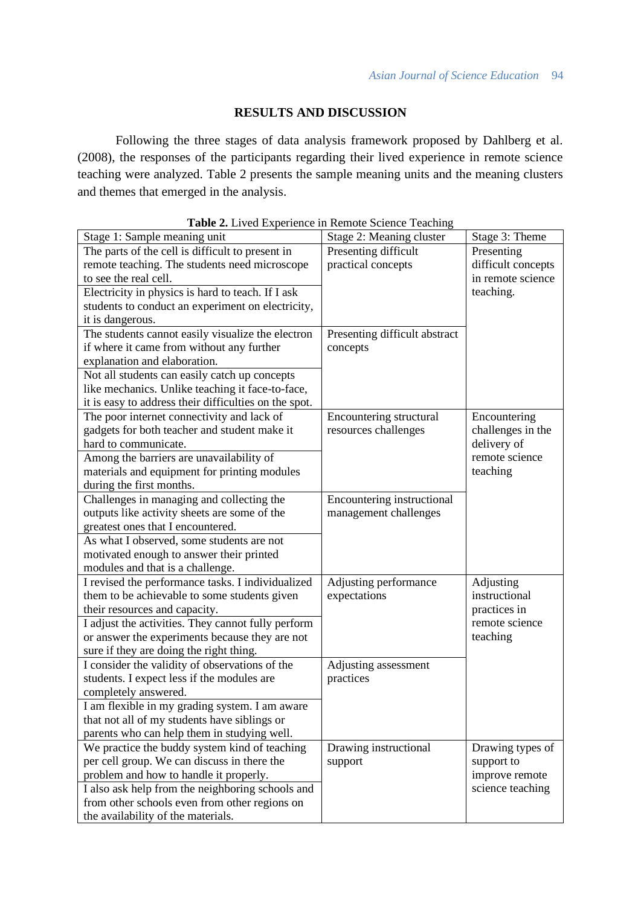## RESULTS AND DISCUSSION

Following the three stages of data analysis framework proposed by Dahlberg et al. (2008), the responses of the participants regarding their lived experience in remote science teaching were analyzed. Table 2 presents the sample meaning units and the meaning clusters and themes that emerged in the analysis.

**Table 2.** Lived Experience in Remote Science Teaching

| Stage 1: Sample meaning unit | Stage 2: Meaning cluster | Stage 3: Theme |
|---|---|---|
| The parts of the cell is difficult to present in remote teaching. The students need microscope to see the real cell. | Presenting difficult practical concepts | Presenting difficult concepts in remote science teaching. |
| Electricity in physics is hard to teach. If I ask students to conduct an experiment on electricity, it is dangerous. | | |
| The students cannot easily visualize the electron if where it came from without any further explanation and elaboration. | Presenting difficult abstract concepts | |
| Not all students can easily catch up concepts like mechanics. Unlike teaching it face-to-face, it is easy to address their difficulties on the spot. | | |
| The poor internet connectivity and lack of gadgets for both teacher and student make it hard to communicate. | Encountering structural resources challenges | Encountering challenges in the delivery of remote science teaching |
| Among the barriers are unavailability of materials and equipment for printing modules during the first months. | | |
| Challenges in managing and collecting the outputs like activity sheets are some of the greatest ones that I encountered. | Encountering instructional management challenges | |
| As what I observed, some students are not motivated enough to answer their printed modules and that is a challenge. | | |
| I revised the performance tasks. I individualized them to be achievable to some students given their resources and capacity. | Adjusting performance expectations | Adjusting instructional practices in remote science teaching |
| I adjust the activities. They cannot fully perform or answer the experiments because they are not sure if they are doing the right thing. | | |
| I consider the validity of observations of the students. I expect less if the modules are completely answered. | Adjusting assessment practices | |
| I am flexible in my grading system. I am aware that not all of my students have siblings or parents who can help them in studying well. | | |
| We practice the buddy system kind of teaching per cell group. We can discuss in there the problem and how to handle it properly. | Drawing instructional support | Drawing types of support to improve remote science teaching |
| I also ask help from the neighboring schools and from other schools even from other regions on the availability of the materials. | | |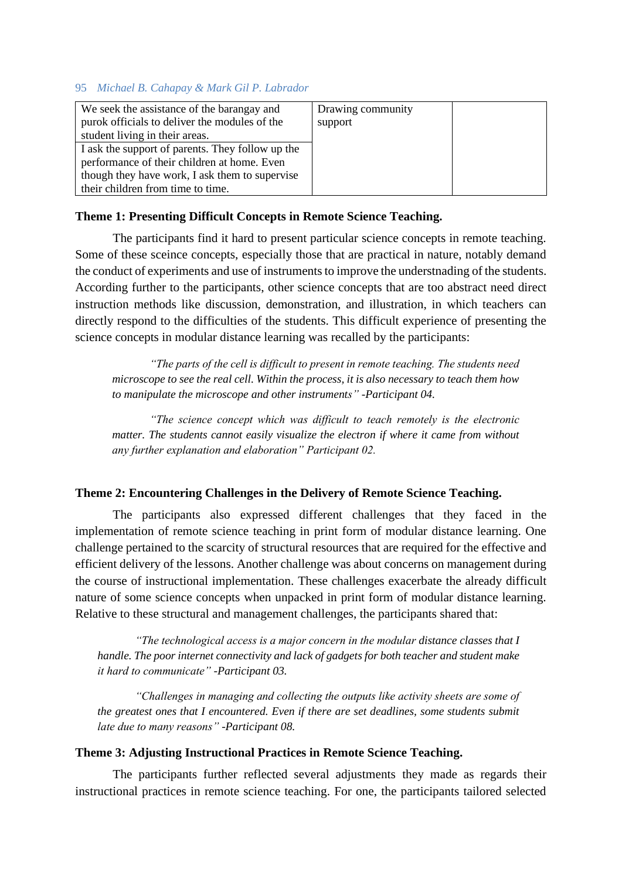| | | |
|---|---|---|
| We seek the assistance of the barangay and purok officials to deliver the modules of the student living in their areas. | Drawing community support | |
| I ask the support of parents. They follow up the performance of their children at home. Even though they have work, I ask them to supervise their children from time to time. | | |

**Theme 1: Presenting Difficult Concepts in Remote Science Teaching.**

The participants find it hard to present particular science concepts in remote teaching. Some of these sceince concepts, especially those that are practical in nature, notably demand the conduct of experiments and use of instruments to improve the understnading of the students. According further to the participants, other science concepts that are too abstract need direct instruction methods like discussion, demonstration, and illustration, in which teachers can directly respond to the difficulties of the students. This difficult experience of presenting the science concepts in modular distance learning was recalled by the participants:

> *"The parts of the cell is difficult to present in remote teaching. The students need microscope to see the real cell. Within the process, it is also necessary to teach them how to manipulate the microscope and other instruments" -Participant 04.*

> *"The science concept which was difficult to teach remotely is the electronic matter. The students cannot easily visualize the electron if where it came from without any further explanation and elaboration" Participant 02.*

**Theme 2: Encountering Challenges in the Delivery of Remote Science Teaching.**

The participants also expressed different challenges that they faced in the implementation of remote science teaching in print form of modular distance learning. One challenge pertained to the scarcity of structural resources that are required for the effective and efficient delivery of the lessons. Another challenge was about concerns on management during the course of instructional implementation. These challenges exacerbate the already difficult nature of some science concepts when unpacked in print form of modular distance learning. Relative to these structural and management challenges, the participants shared that:

> *"The technological access is a major concern in the modular distance classes that I handle. The poor internet connectivity and lack of gadgets for both teacher and student make it hard to communicate" -Participant 03.*

> *"Challenges in managing and collecting the outputs like activity sheets are some of the greatest ones that I encountered. Even if there are set deadlines, some students submit late due to many reasons" -Participant 08.*

**Theme 3: Adjusting Instructional Practices in Remote Science Teaching.**

The participants further reflected several adjustments they made as regards their instructional practices in remote science teaching. For one, the participants tailored selected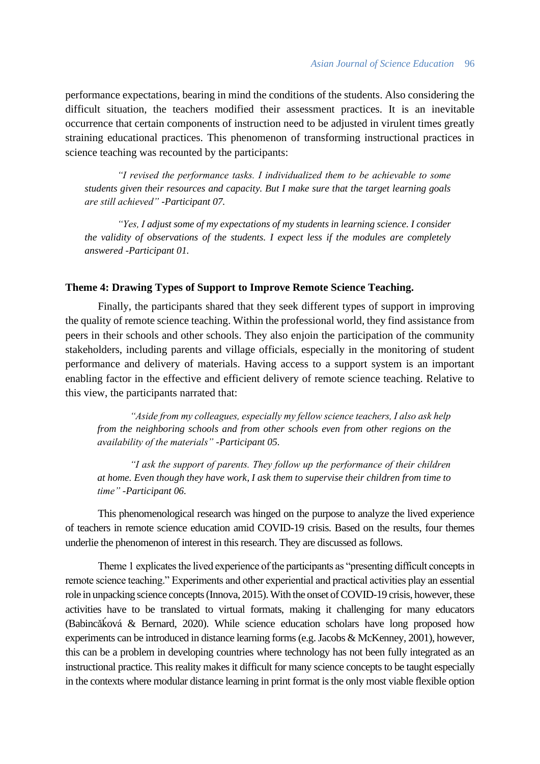performance expectations, bearing in mind the conditions of the students. Also considering the difficult situation, the teachers modified their assessment practices. It is an inevitable occurrence that certain components of instruction need to be adjusted in virulent times greatly straining educational practices. This phenomenon of transforming instructional practices in science teaching was recounted by the participants:

> *"I revised the performance tasks. I individualized them to be achievable to some students given their resources and capacity. But I make sure that the target learning goals are still achieved" -Participant 07.*

> *"Yes, I adjust some of my expectations of my students in learning science. I consider the validity of observations of the students. I expect less if the modules are completely answered -Participant 01.*

**Theme 4: Drawing Types of Support to Improve Remote Science Teaching.**

Finally, the participants shared that they seek different types of support in improving the quality of remote science teaching. Within the professional world, they find assistance from peers in their schools and other schools. They also enjoin the participation of the community stakeholders, including parents and village officials, especially in the monitoring of student performance and delivery of materials. Having access to a support system is an important enabling factor in the effective and efficient delivery of remote science teaching. Relative to this view, the participants narrated that:

> *"Aside from my colleagues, especially my fellow science teachers, I also ask help from the neighboring schools and from other schools even from other regions on the availability of the materials" -Participant 05.*

> *"I ask the support of parents. They follow up the performance of their children at home. Even though they have work, I ask them to supervise their children from time to time" -Participant 06.*

This phenomenological research was hinged on the purpose to analyze the lived experience of teachers in remote science education amid COVID-19 crisis. Based on the results, four themes underlie the phenomenon of interest in this research. They are discussed as follows.

Theme 1 explicates the lived experience of the participants as "presenting difficult concepts in remote science teaching." Experiments and other experiential and practical activities play an essential role in unpacking science concepts (Innova, 2015). With the onset of COVID-19 crisis, however, these activities have to be translated to virtual formats, making it challenging for many educators (Babincǎḱová & Bernard, 2020). While science education scholars have long proposed how experiments can be introduced in distance learning forms (e.g. Jacobs & McKenney, 2001), however, this can be a problem in developing countries where technology has not been fully integrated as an instructional practice. This reality makes it difficult for many science concepts to be taught especially in the contexts where modular distance learning in print format is the only most viable flexible option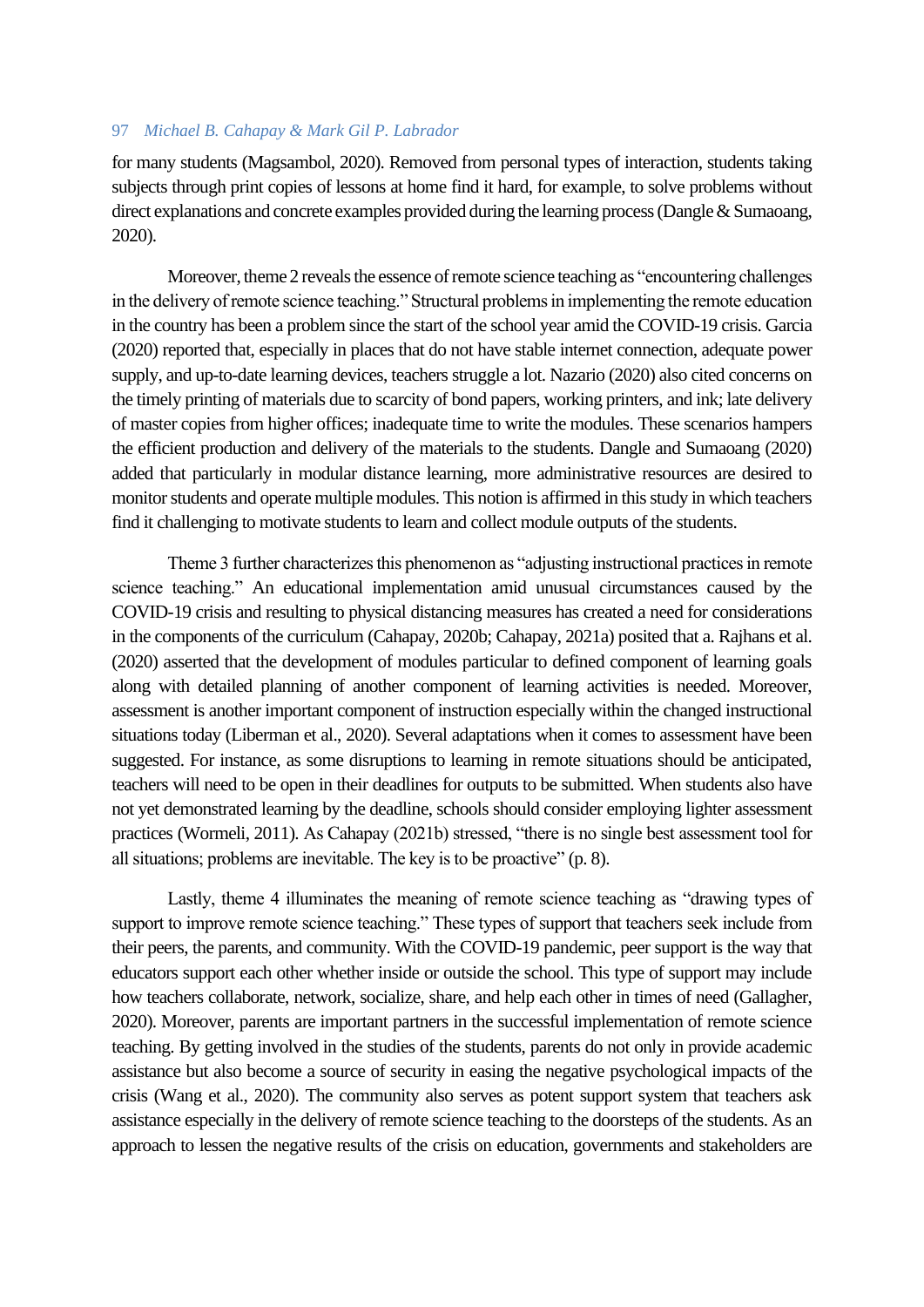for many students (Magsambol, 2020). Removed from personal types of interaction, students taking subjects through print copies of lessons at home find it hard, for example, to solve problems without direct explanations and concrete examples provided during the learning process (Dangle & Sumaoang, 2020).

Moreover, theme 2 reveals the essence of remote science teaching as "encountering challenges in the delivery of remote science teaching." Structural problems in implementing the remote education in the country has been a problem since the start of the school year amid the COVID-19 crisis. Garcia (2020) reported that, especially in places that do not have stable internet connection, adequate power supply, and up-to-date learning devices, teachers struggle a lot. Nazario (2020) also cited concerns on the timely printing of materials due to scarcity of bond papers, working printers, and ink; late delivery of master copies from higher offices; inadequate time to write the modules. These scenarios hampers the efficient production and delivery of the materials to the students. Dangle and Sumaoang (2020) added that particularly in modular distance learning, more administrative resources are desired to monitor students and operate multiple modules. This notion is affirmed in this study in which teachers find it challenging to motivate students to learn and collect module outputs of the students.

Theme 3 further characterizes this phenomenon as "adjusting instructional practices in remote science teaching." An educational implementation amid unusual circumstances caused by the COVID-19 crisis and resulting to physical distancing measures has created a need for considerations in the components of the curriculum (Cahapay, 2020b; Cahapay, 2021a) posited that a. Rajhans et al. (2020) asserted that the development of modules particular to defined component of learning goals along with detailed planning of another component of learning activities is needed. Moreover, assessment is another important component of instruction especially within the changed instructional situations today (Liberman et al., 2020). Several adaptations when it comes to assessment have been suggested. For instance, as some disruptions to learning in remote situations should be anticipated, teachers will need to be open in their deadlines for outputs to be submitted. When students also have not yet demonstrated learning by the deadline, schools should consider employing lighter assessment practices (Wormeli, 2011). As Cahapay (2021b) stressed, "there is no single best assessment tool for all situations; problems are inevitable. The key is to be proactive" (p. 8).

Lastly, theme 4 illuminates the meaning of remote science teaching as "drawing types of support to improve remote science teaching." These types of support that teachers seek include from their peers, the parents, and community. With the COVID-19 pandemic, peer support is the way that educators support each other whether inside or outside the school. This type of support may include how teachers collaborate, network, socialize, share, and help each other in times of need (Gallagher, 2020). Moreover, parents are important partners in the successful implementation of remote science teaching. By getting involved in the studies of the students, parents do not only in provide academic assistance but also become a source of security in easing the negative psychological impacts of the crisis (Wang et al., 2020). The community also serves as potent support system that teachers ask assistance especially in the delivery of remote science teaching to the doorsteps of the students. As an approach to lessen the negative results of the crisis on education, governments and stakeholders are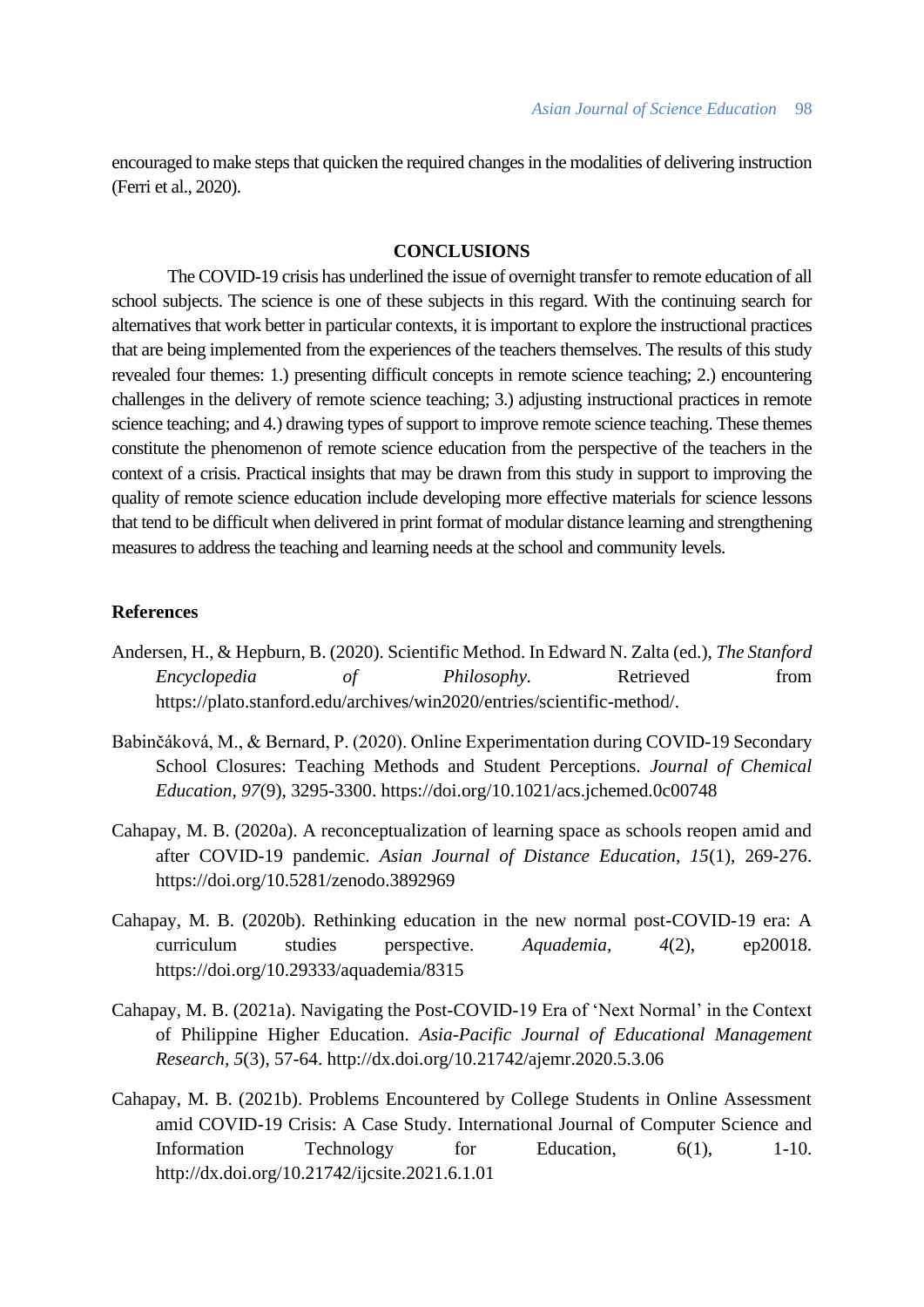encouraged to make steps that quicken the required changes in the modalities of delivering instruction (Ferri et al., 2020).

## CONCLUSIONS

The COVID-19 crisis has underlined the issue of overnight transfer to remote education of all school subjects. The science is one of these subjects in this regard. With the continuing search for alternatives that work better in particular contexts, it is important to explore the instructional practices that are being implemented from the experiences of the teachers themselves. The results of this study revealed four themes: 1.) presenting difficult concepts in remote science teaching; 2.) encountering challenges in the delivery of remote science teaching; 3.) adjusting instructional practices in remote science teaching; and 4.) drawing types of support to improve remote science teaching. These themes constitute the phenomenon of remote science education from the perspective of the teachers in the context of a crisis. Practical insights that may be drawn from this study in support to improving the quality of remote science education include developing more effective materials for science lessons that tend to be difficult when delivered in print format of modular distance learning and strengthening measures to address the teaching and learning needs at the school and community levels.

### References

Andersen, H., & Hepburn, B. (2020). Scientific Method. In Edward N. Zalta (ed.), *The Stanford Encyclopedia of Philosophy*. Retrieved from https://plato.stanford.edu/archives/win2020/entries/scientific-method/.

Babinčáková, M., & Bernard, P. (2020). Online Experimentation during COVID-19 Secondary School Closures: Teaching Methods and Student Perceptions. *Journal of Chemical Education, 97*(9), 3295-3300. https://doi.org/10.1021/acs.jchemed.0c00748

Cahapay, M. B. (2020a). A reconceptualization of learning space as schools reopen amid and after COVID-19 pandemic. *Asian Journal of Distance Education, 15*(1), 269-276. https://doi.org/10.5281/zenodo.3892969

Cahapay, M. B. (2020b). Rethinking education in the new normal post-COVID-19 era: A curriculum studies perspective. *Aquademia, 4*(2), ep20018. https://doi.org/10.29333/aquademia/8315

Cahapay, M. B. (2021a). Navigating the Post-COVID-19 Era of 'Next Normal' in the Context of Philippine Higher Education. *Asia-Pacific Journal of Educational Management Research, 5*(3), 57-64. http://dx.doi.org/10.21742/ajemr.2020.5.3.06

Cahapay, M. B. (2021b). Problems Encountered by College Students in Online Assessment amid COVID-19 Crisis: A Case Study. International Journal of Computer Science and Information Technology for Education, 6(1), 1-10. http://dx.doi.org/10.21742/ijcsite.2021.6.1.01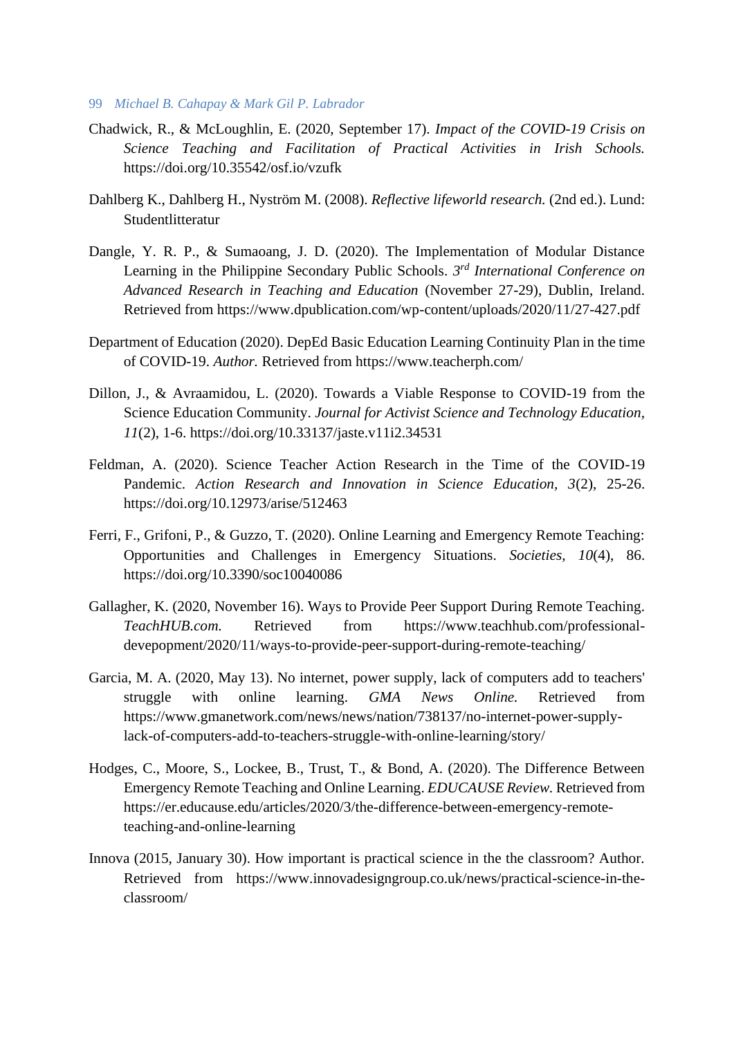Chadwick, R., & McLoughlin, E. (2020, September 17). *Impact of the COVID-19 Crisis on Science Teaching and Facilitation of Practical Activities in Irish Schools.* https://doi.org/10.35542/osf.io/vzufk

Dahlberg K., Dahlberg H., Nyström M. (2008). *Reflective lifeworld research.* (2nd ed.). Lund: Studentlitteratur

Dangle, Y. R. P., & Sumaoang, J. D. (2020). The Implementation of Modular Distance Learning in the Philippine Secondary Public Schools. *3rd International Conference on Advanced Research in Teaching and Education* (November 27-29), Dublin, Ireland. Retrieved from https://www.dpublication.com/wp-content/uploads/2020/11/27-427.pdf

Department of Education (2020). DepEd Basic Education Learning Continuity Plan in the time of COVID-19. *Author.* Retrieved from https://www.teacherph.com/

Dillon, J., & Avraamidou, L. (2020). Towards a Viable Response to COVID-19 from the Science Education Community. *Journal for Activist Science and Technology Education, 11*(2), 1-6. https://doi.org/10.33137/jaste.v11i2.34531

Feldman, A. (2020). Science Teacher Action Research in the Time of the COVID-19 Pandemic. *Action Research and Innovation in Science Education, 3*(2), 25-26. https://doi.org/10.12973/arise/512463

Ferri, F., Grifoni, P., & Guzzo, T. (2020). Online Learning and Emergency Remote Teaching: Opportunities and Challenges in Emergency Situations. *Societies, 10*(4), 86. https://doi.org/10.3390/soc10040086

Gallagher, K. (2020, November 16). Ways to Provide Peer Support During Remote Teaching. *TeachHUB.com.* Retrieved from https://www.teachhub.com/professional-devepopment/2020/11/ways-to-provide-peer-support-during-remote-teaching/

Garcia, M. A. (2020, May 13). No internet, power supply, lack of computers add to teachers' struggle with online learning. *GMA News Online.* Retrieved from https://www.gmanetwork.com/news/news/nation/738137/no-internet-power-supply-lack-of-computers-add-to-teachers-struggle-with-online-learning/story/

Hodges, C., Moore, S., Lockee, B., Trust, T., & Bond, A. (2020). The Difference Between Emergency Remote Teaching and Online Learning. *EDUCAUSE Review.* Retrieved from https://er.educause.edu/articles/2020/3/the-difference-between-emergency-remote-teaching-and-online-learning

Innova (2015, January 30). How important is practical science in the the classroom? Author. Retrieved from https://www.innovadesigngroup.co.uk/news/practical-science-in-the-classroom/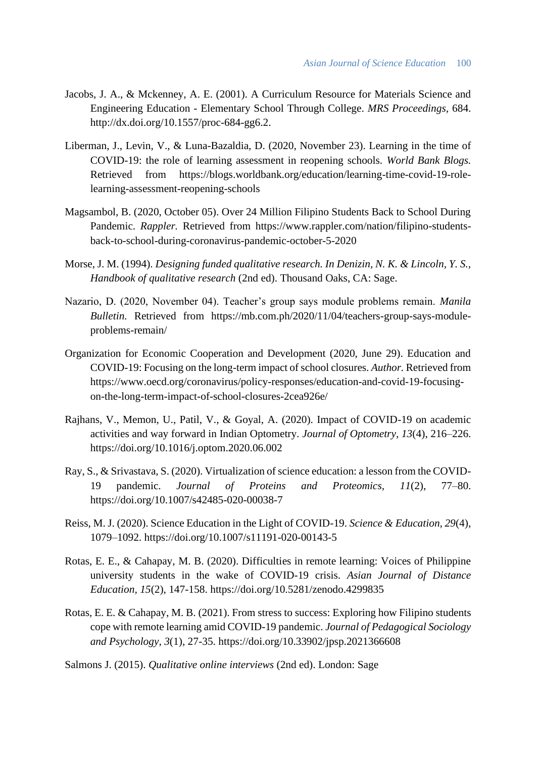Jacobs, J. A., & Mckenney, A. E. (2001). A Curriculum Resource for Materials Science and Engineering Education - Elementary School Through College. *MRS Proceedings*, 684. http://dx.doi.org/10.1557/proc-684-gg6.2.

Liberman, J., Levin, V., & Luna-Bazaldia, D. (2020, November 23). Learning in the time of COVID-19: the role of learning assessment in reopening schools. *World Bank Blogs.* Retrieved from https://blogs.worldbank.org/education/learning-time-covid-19-role-learning-assessment-reopening-schools

Magsambol, B. (2020, October 05). Over 24 Million Filipino Students Back to School During Pandemic. *Rappler.* Retrieved from https://www.rappler.com/nation/filipino-students-back-to-school-during-coronavirus-pandemic-october-5-2020

Morse, J. M. (1994). *Designing funded qualitative research. In Denizin, N. K. & Lincoln, Y. S., Handbook of qualitative research* (2nd ed). Thousand Oaks, CA: Sage.

Nazario, D. (2020, November 04). Teacher's group says module problems remain. *Manila Bulletin.* Retrieved from https://mb.com.ph/2020/11/04/teachers-group-says-module-problems-remain/

Organization for Economic Cooperation and Development (2020, June 29). Education and COVID-19: Focusing on the long-term impact of school closures. *Author.* Retrieved from https://www.oecd.org/coronavirus/policy-responses/education-and-covid-19-focusing-on-the-long-term-impact-of-school-closures-2cea926e/

Rajhans, V., Memon, U., Patil, V., & Goyal, A. (2020). Impact of COVID-19 on academic activities and way forward in Indian Optometry. *Journal of Optometry, 13*(4), 216–226. https://doi.org/10.1016/j.optom.2020.06.002

Ray, S., & Srivastava, S. (2020). Virtualization of science education: a lesson from the COVID-19 pandemic. *Journal of Proteins and Proteomics, 11*(2), 77–80. https://doi.org/10.1007/s42485-020-00038-7

Reiss, M. J. (2020). Science Education in the Light of COVID-19. *Science & Education, 29*(4), 1079–1092. https://doi.org/10.1007/s11191-020-00143-5

Rotas, E. E., & Cahapay, M. B. (2020). Difficulties in remote learning: Voices of Philippine university students in the wake of COVID-19 crisis. *Asian Journal of Distance Education, 15*(2), 147-158. https://doi.org/10.5281/zenodo.4299835

Rotas, E. E. & Cahapay, M. B. (2021). From stress to success: Exploring how Filipino students cope with remote learning amid COVID-19 pandemic. *Journal of Pedagogical Sociology and Psychology, 3*(1), 27-35. https://doi.org/10.33902/jpsp.2021366608

Salmons J. (2015). *Qualitative online interviews* (2nd ed). London: Sage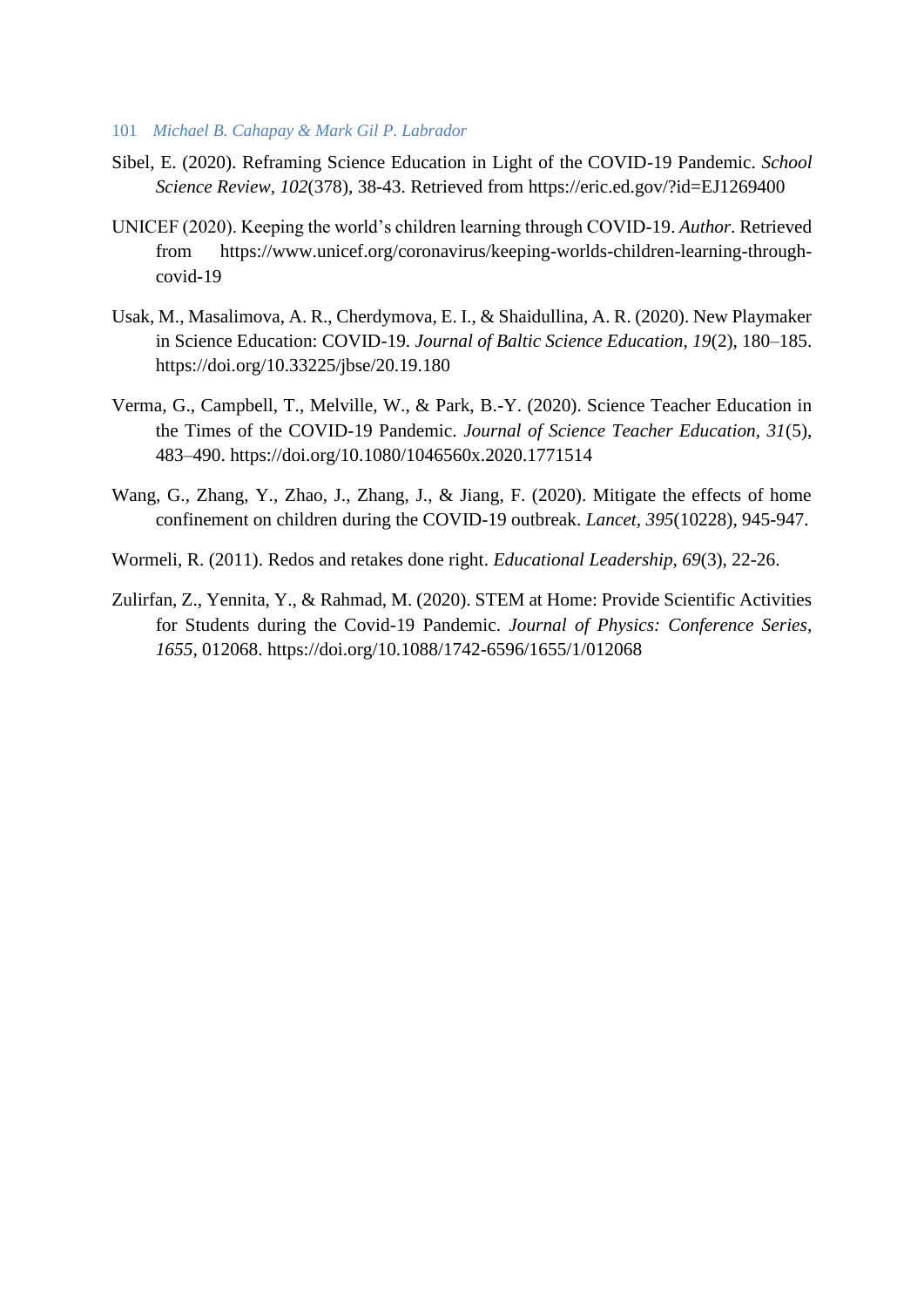Sibel, E. (2020). Reframing Science Education in Light of the COVID-19 Pandemic. *School Science Review*, *102*(378), 38-43. Retrieved from https://eric.ed.gov/?id=EJ1269400

UNICEF (2020). Keeping the world's children learning through COVID-19. *Author.* Retrieved from https://www.unicef.org/coronavirus/keeping-worlds-children-learning-through-covid-19

Usak, M., Masalimova, A. R., Cherdymova, E. I., & Shaidullina, A. R. (2020). New Playmaker in Science Education: COVID-19. *Journal of Baltic Science Education, 19*(2), 180–185. https://doi.org/10.33225/jbse/20.19.180

Verma, G., Campbell, T., Melville, W., & Park, B.-Y. (2020). Science Teacher Education in the Times of the COVID-19 Pandemic. *Journal of Science Teacher Education*, *31*(5), 483–490. https://doi.org/10.1080/1046560x.2020.1771514

Wang, G., Zhang, Y., Zhao, J., Zhang, J., & Jiang, F. (2020). Mitigate the effects of home confinement on children during the COVID-19 outbreak. *Lancet, 395*(10228), 945-947.

Wormeli, R. (2011). Redos and retakes done right. *Educational Leadership, 69*(3), 22-26.

Zulirfan, Z., Yennita, Y., & Rahmad, M. (2020). STEM at Home: Provide Scientific Activities for Students during the Covid-19 Pandemic. *Journal of Physics: Conference Series*, *1655*, 012068. https://doi.org/10.1088/1742-6596/1655/1/012068